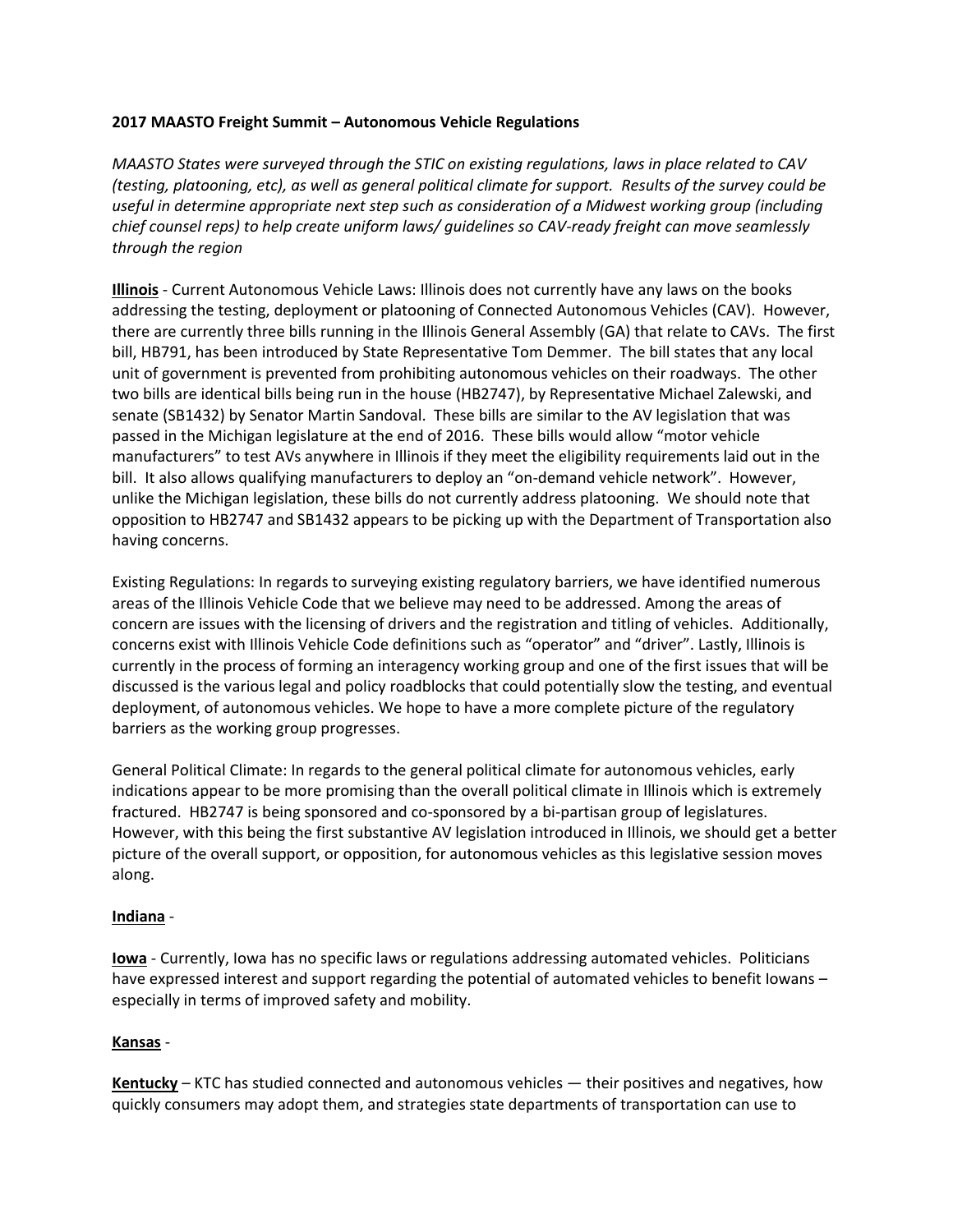**2017 MAASTO Freight Summit – Autonomous Vehicle Regulations**

*MAASTO States were surveyed through the STIC on existing regulations, laws in place related to CAV (testing, platooning, etc), as well as general political climate for support. Results of the survey could be useful in determine appropriate next step such as consideration of a Midwest working group (including chief counsel reps) to help create uniform laws/ guidelines so CAV-ready freight can move seamlessly through the region*

**Illinois** - Current Autonomous Vehicle Laws: Illinois does not currently have any laws on the books addressing the testing, deployment or platooning of Connected Autonomous Vehicles (CAV). However, there are currently three bills running in the Illinois General Assembly (GA) that relate to CAVs. The first bill, HB791, has been introduced by State Representative Tom Demmer. The bill states that any local unit of government is prevented from prohibiting autonomous vehicles on their roadways. The other two bills are identical bills being run in the house (HB2747), by Representative Michael Zalewski, and senate (SB1432) by Senator Martin Sandoval. These bills are similar to the AV legislation that was passed in the Michigan legislature at the end of 2016. These bills would allow "motor vehicle manufacturers" to test AVs anywhere in Illinois if they meet the eligibility requirements laid out in the bill. It also allows qualifying manufacturers to deploy an "on-demand vehicle network". However, unlike the Michigan legislation, these bills do not currently address platooning. We should note that opposition to HB2747 and SB1432 appears to be picking up with the Department of Transportation also having concerns.

Existing Regulations: In regards to surveying existing regulatory barriers, we have identified numerous areas of the Illinois Vehicle Code that we believe may need to be addressed. Among the areas of concern are issues with the licensing of drivers and the registration and titling of vehicles. Additionally, concerns exist with Illinois Vehicle Code definitions such as "operator" and "driver". Lastly, Illinois is currently in the process of forming an interagency working group and one of the first issues that will be discussed is the various legal and policy roadblocks that could potentially slow the testing, and eventual deployment, of autonomous vehicles. We hope to have a more complete picture of the regulatory barriers as the working group progresses.

General Political Climate: In regards to the general political climate for autonomous vehicles, early indications appear to be more promising than the overall political climate in Illinois which is extremely fractured. HB2747 is being sponsored and co-sponsored by a bi-partisan group of legislatures. However, with this being the first substantive AV legislation introduced in Illinois, we should get a better picture of the overall support, or opposition, for autonomous vehicles as this legislative session moves along.

**Indiana** -

**Iowa** - Currently, Iowa has no specific laws or regulations addressing automated vehicles. Politicians have expressed interest and support regarding the potential of automated vehicles to benefit Iowans – especially in terms of improved safety and mobility.

**Kansas** -

**Kentucky** – KTC has studied connected and autonomous vehicles — their positives and negatives, how quickly consumers may adopt them, and strategies state departments of transportation can use to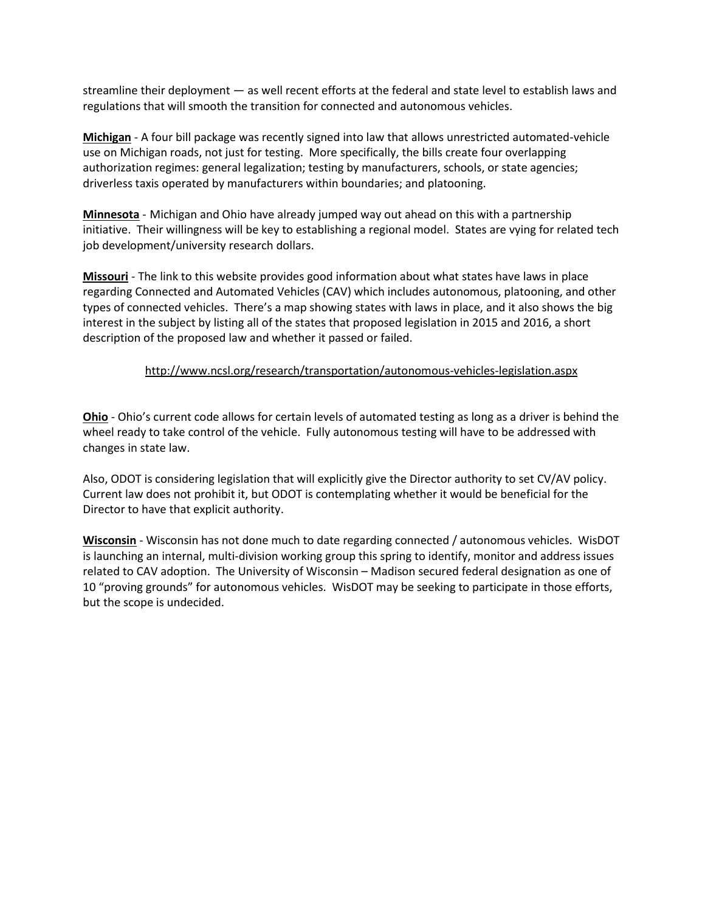streamline their deployment — as well recent efforts at the federal and state level to establish laws and regulations that will smooth the transition for connected and autonomous vehicles.

**Michigan** - A four bill package was recently signed into law that allows unrestricted automated-vehicle use on Michigan roads, not just for testing. More specifically, the bills create four overlapping authorization regimes: general legalization; testing by manufacturers, schools, or state agencies; driverless taxis operated by manufacturers within boundaries; and platooning.

**Minnesota** - Michigan and Ohio have already jumped way out ahead on this with a partnership initiative. Their willingness will be key to establishing a regional model. States are vying for related tech job development/university research dollars.

**Missouri** - The link to this website provides good information about what states have laws in place regarding Connected and Automated Vehicles (CAV) which includes autonomous, platooning, and other types of connected vehicles. There's a map showing states with laws in place, and it also shows the big interest in the subject by listing all of the states that proposed legislation in 2015 and 2016, a short description of the proposed law and whether it passed or failed.

http://www.ncsl.org/research/transportation/autonomous-vehicles-legislation.aspx

**Ohio** - Ohio's current code allows for certain levels of automated testing as long as a driver is behind the wheel ready to take control of the vehicle. Fully autonomous testing will have to be addressed with changes in state law.

Also, ODOT is considering legislation that will explicitly give the Director authority to set CV/AV policy. Current law does not prohibit it, but ODOT is contemplating whether it would be beneficial for the Director to have that explicit authority.

**Wisconsin** - Wisconsin has not done much to date regarding connected / autonomous vehicles. WisDOT is launching an internal, multi-division working group this spring to identify, monitor and address issues related to CAV adoption. The University of Wisconsin – Madison secured federal designation as one of 10 "proving grounds" for autonomous vehicles. WisDOT may be seeking to participate in those efforts, but the scope is undecided.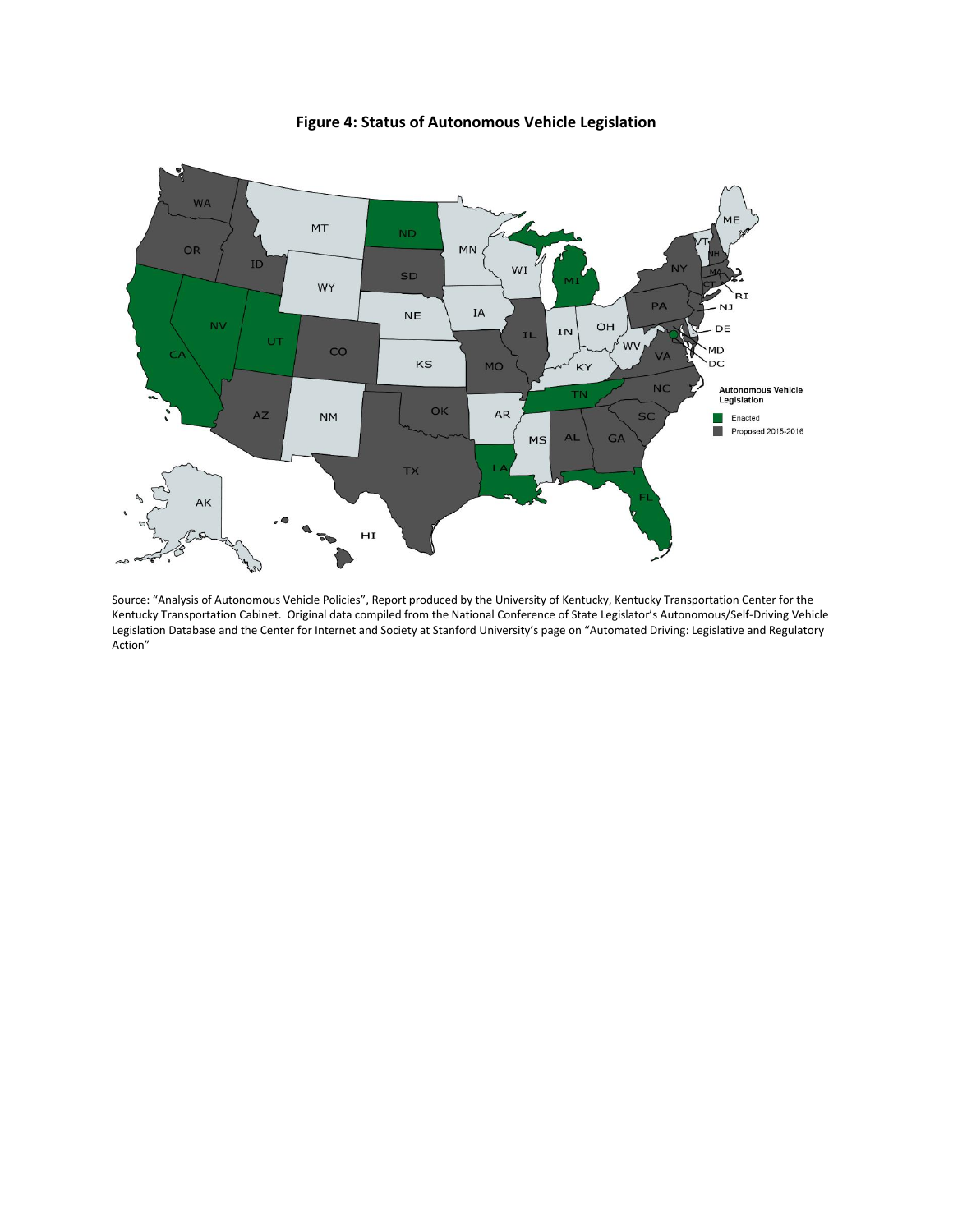**Figure 4: Status of Autonomous Vehicle Legislation**

WA
OR
CA
NV
ID
MT
WY
UT
AZ
CO
NM
ND
SD
NE
KS
OK
TX
MN
IA
MO
AR
LA
WI
IL
MS
MI
IN
KY
TN
AL
OH
WV
GA
FL
SC
NC
VA
PA
NY
ME
VT
NH
MA
CT
RI
NJ
DE
MD
DC
AK
HI

Autonomous Vehicle Legislation
Enacted
Proposed 2015-2016

Source: "Analysis of Autonomous Vehicle Policies", Report produced by the University of Kentucky, Kentucky Transportation Center for the Kentucky Transportation Cabinet. Original data compiled from the National Conference of State Legislator's Autonomous/Self-Driving Vehicle Legislation Database and the Center for Internet and Society at Stanford University's page on "Automated Driving: Legislative and Regulatory Action"